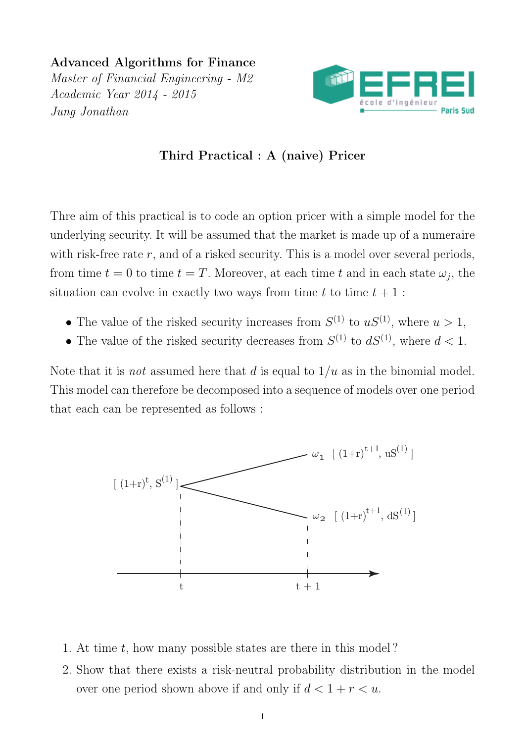**Advanced Algorithms for Finance**
*Master of Financial Engineering - M2*
*Academic Year 2014 - 2015*
*Jung Jonathan*

## Third Practical : A (naive) Pricer

Thre aim of this practical is to code an option pricer with a simple model for the underlying security. It will be assumed that the market is made up of a numeraire with risk-free rate $r$, and of a risked security. This is a model over several periods, from time $t = 0$ to time $t = T$. Moreover, at each time $t$ and in each state $\omega_j$, the situation can evolve in exactly two ways from time $t$ to time $t + 1$ :

- The value of the risked security increases from $S^{(1)}$ to $uS^{(1)}$, where $u > 1$,
- The value of the risked security decreases from $S^{(1)}$ to $dS^{(1)}$, where $d < 1$.

Note that it is *not* assumed here that $d$ is equal to $1/u$ as in the binomial model. This model can therefore be decomposed into a sequence of models over one period that each can be represented as follows :

$$[\ (1+r)^t,\ S^{(1)}\ ] \quad \longrightarrow \quad \omega_1\ [\ (1+r)^{t+1},\ uS^{(1)}\ ] \quad \text{or} \quad \omega_2\ [\ (1+r)^{t+1},\ dS^{(1)}\ ]$$

(time axis: $t$ to $t + 1$)

1. At time $t$, how many possible states are there in this model ?
2. Show that there exists a risk-neutral probability distribution in the model over one period shown above if and only if $d < 1 + r < u$.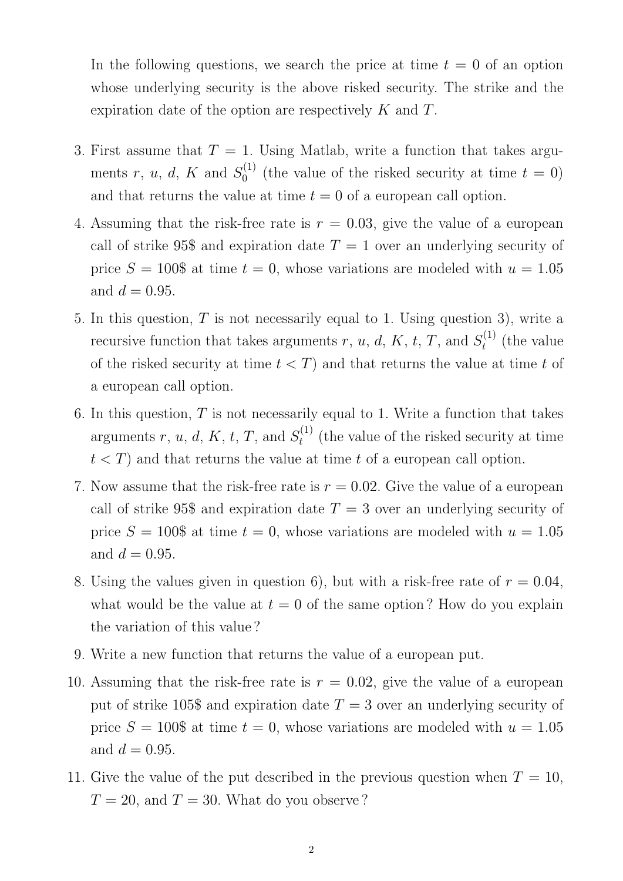In the following questions, we search the price at time $t = 0$ of an option whose underlying security is the above risked security. The strike and the expiration date of the option are respectively $K$ and $T$.

3. First assume that $T = 1$. Using Matlab, write a function that takes arguments $r$, $u$, $d$, $K$ and $S_0^{(1)}$ (the value of the risked security at time $t = 0$) and that returns the value at time $t = 0$ of a european call option.
4. Assuming that the risk-free rate is $r = 0.03$, give the value of a european call of strike 95\$ and expiration date $T = 1$ over an underlying security of price $S = 100\$$ at time $t = 0$, whose variations are modeled with $u = 1.05$ and $d = 0.95$.
5. In this question, $T$ is not necessarily equal to 1. Using question 3), write a recursive function that takes arguments $r$, $u$, $d$, $K$, $t$, $T$, and $S_t^{(1)}$ (the value of the risked security at time $t < T$) and that returns the value at time $t$ of a european call option.
6. In this question, $T$ is not necessarily equal to 1. Write a function that takes arguments $r$, $u$, $d$, $K$, $t$, $T$, and $S_t^{(1)}$ (the value of the risked security at time $t < T$) and that returns the value at time $t$ of a european call option.
7. Now assume that the risk-free rate is $r = 0.02$. Give the value of a european call of strike 95\$ and expiration date $T = 3$ over an underlying security of price $S = 100\$$ at time $t = 0$, whose variations are modeled with $u = 1.05$ and $d = 0.95$.
8. Using the values given in question 6), but with a risk-free rate of $r = 0.04$, what would be the value at $t = 0$ of the same option ? How do you explain the variation of this value ?
9. Write a new function that returns the value of a european put.
10. Assuming that the risk-free rate is $r = 0.02$, give the value of a european put of strike 105\$ and expiration date $T = 3$ over an underlying security of price $S = 100\$$ at time $t = 0$, whose variations are modeled with $u = 1.05$ and $d = 0.95$.
11. Give the value of the put described in the previous question when $T = 10$, $T = 20$, and $T = 30$. What do you observe ?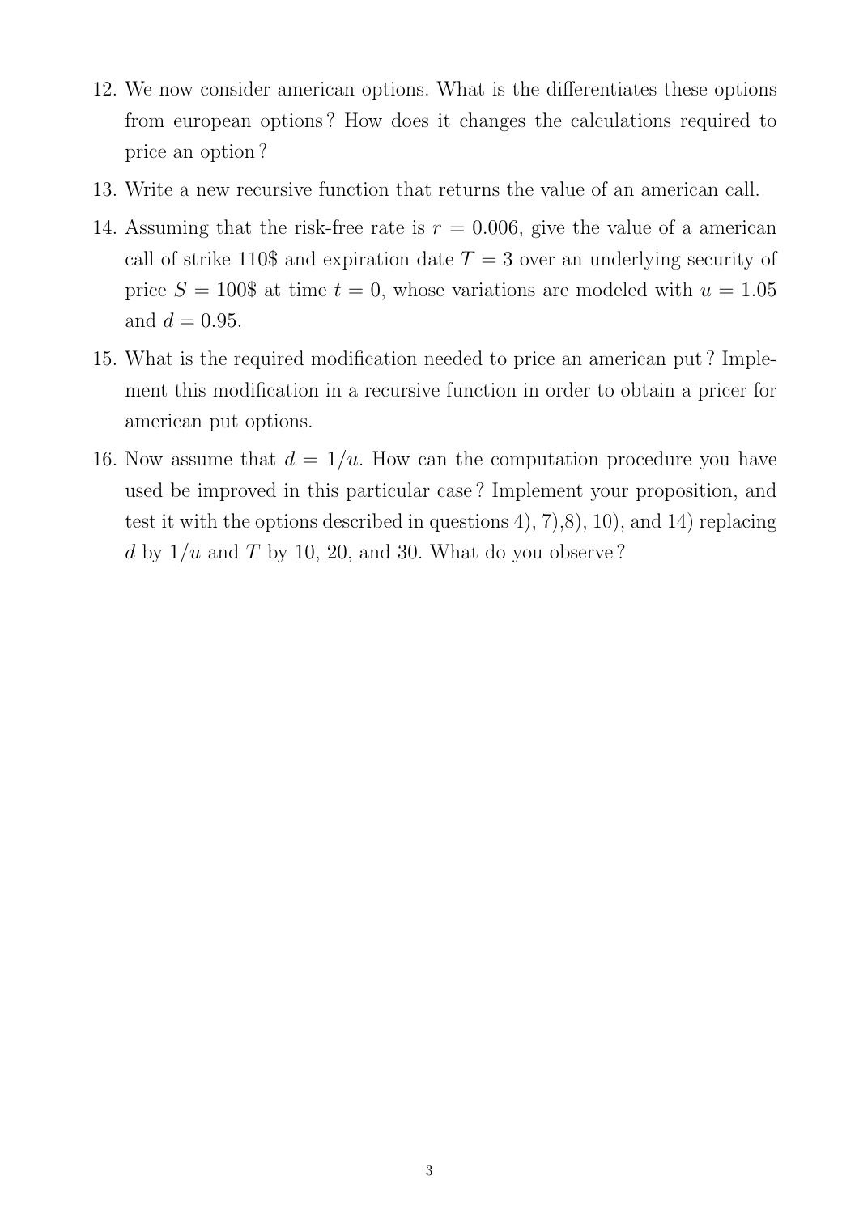12. We now consider american options. What is the differentiates these options from european options ? How does it changes the calculations required to price an option ?
13. Write a new recursive function that returns the value of an american call.
14. Assuming that the risk-free rate is $r = 0.006$, give the value of a american call of strike 110\$ and expiration date $T = 3$ over an underlying security of price $S = 100\$$ at time $t = 0$, whose variations are modeled with $u = 1.05$ and $d = 0.95$.
15. What is the required modification needed to price an american put ? Implement this modification in a recursive function in order to obtain a pricer for american put options.
16. Now assume that $d = 1/u$. How can the computation procedure you have used be improved in this particular case ? Implement your proposition, and test it with the options described in questions 4), 7),8), 10), and 14) replacing $d$ by $1/u$ and $T$ by 10, 20, and 30. What do you observe ?